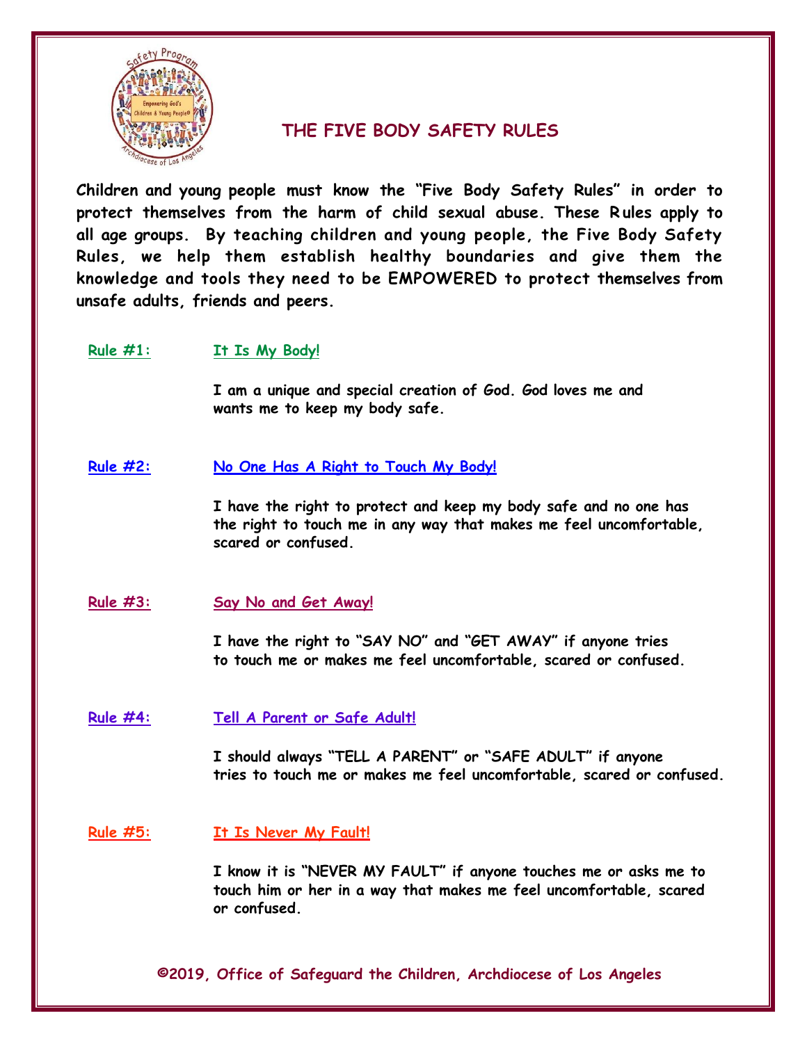# THE FIVE BODY SAFETY RULES

**Children and young people must know the "Five Body Safety Rules" in order to protect themselves from the harm of child sexual abuse. These Rules apply to all age groups. By teaching children and young people, the Five Body Safety Rules, we help them establish healthy boundaries and give them the knowledge and tools they need to be EMPOWERED to protect themselves from unsafe adults, friends and peers.**

## Rule #1: It Is My Body!

**I am a unique and special creation of God. God loves me and wants me to keep my body safe.**

## Rule #2: No One Has A Right to Touch My Body!

**I have the right to protect and keep my body safe and no one has the right to touch me in any way that makes me feel uncomfortable, scared or confused.**

## Rule #3: Say No and Get Away!

**I have the right to "SAY NO" and "GET AWAY" if anyone tries to touch me or makes me feel uncomfortable, scared or confused.**

## Rule #4: Tell A Parent or Safe Adult!

**I should always "TELL A PARENT" or "SAFE ADULT" if anyone tries to touch me or makes me feel uncomfortable, scared or confused.**

## Rule #5: It Is Never My Fault!

**I know it is "NEVER MY FAULT" if anyone touches me or asks me to touch him or her in a way that makes me feel uncomfortable, scared or confused.**

**©2019, Office of Safeguard the Children, Archdiocese of Los Angeles**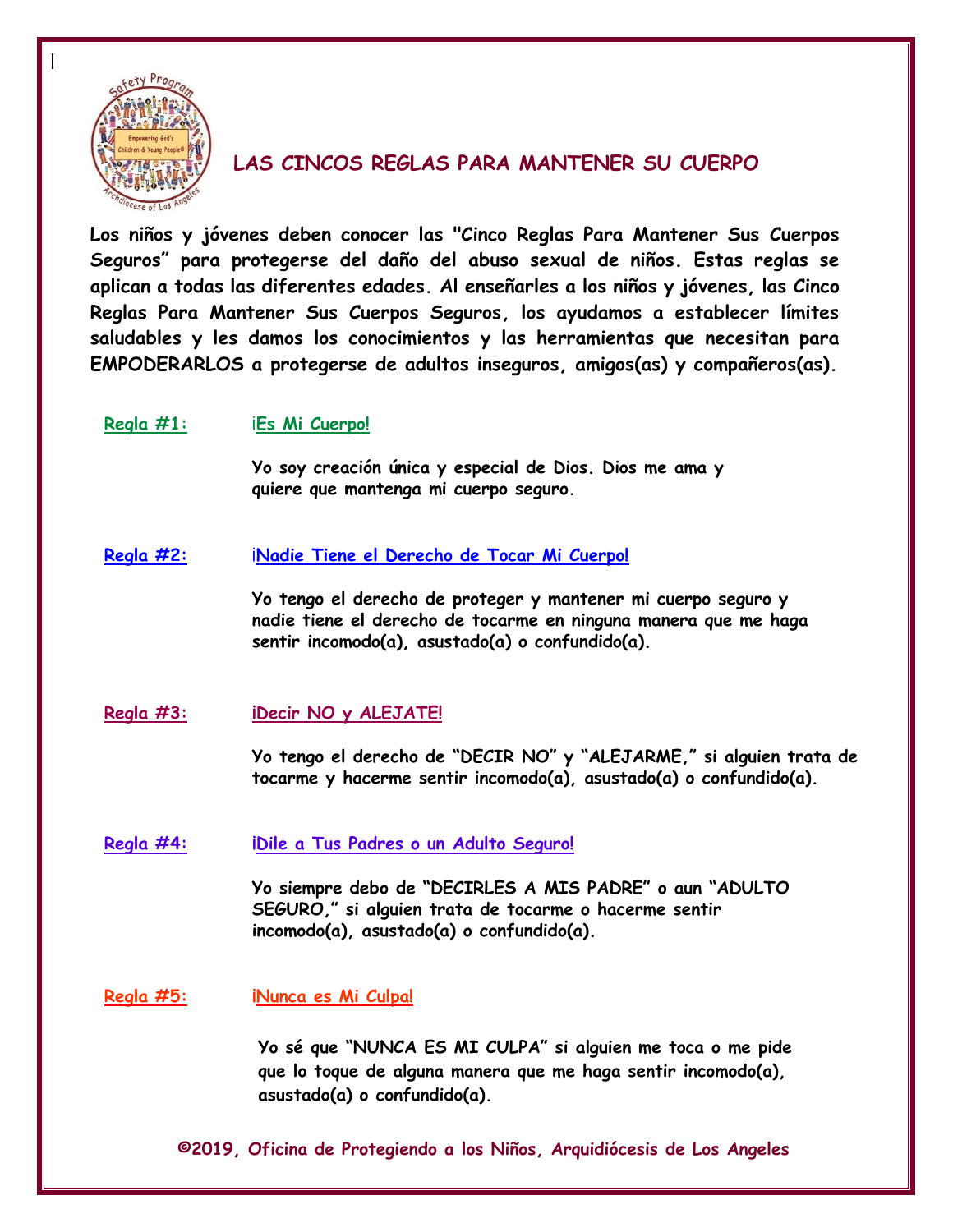## LAS CINCOS REGLAS PARA MANTENER SU CUERPO

**Los niños y jóvenes deben conocer las "Cinco Reglas Para Mantener Sus Cuerpos Seguros" para protegerse del daño del abuso sexual de niños. Estas reglas se aplican a todas las diferentes edades. Al enseñarles a los niños y jóvenes, las Cinco Reglas Para Mantener Sus Cuerpos Seguros, los ayudamos a establecer límites saludables y les damos los conocimientos y las herramientas que necesitan para EMPODERARLOS a protegerse de adultos inseguros, amigos(as) y compañeros(as).**

**Regla #1:** **¡Es Mi Cuerpo!**

**Yo soy creación única y especial de Dios. Dios me ama y quiere que mantenga mi cuerpo seguro.**

**Regla #2:** **¡Nadie Tiene el Derecho de Tocar Mi Cuerpo!**

**Yo tengo el derecho de proteger y mantener mi cuerpo seguro y nadie tiene el derecho de tocarme en ninguna manera que me haga sentir incomodo(a), asustado(a) o confundido(a).**

**Regla #3:** **¡Decir NO y ALEJATE!**

**Yo tengo el derecho de "DECIR NO" y "ALEJARME," si alguien trata de tocarme y hacerme sentir incomodo(a), asustado(a) o confundido(a).**

**Regla #4:** **¡Dile a Tus Padres o un Adulto Seguro!**

**Yo siempre debo de "DECIRLES A MIS PADRE" o aun "ADULTO SEGURO," si alguien trata de tocarme o hacerme sentir incomodo(a), asustado(a) o confundido(a).**

**Regla #5:** **¡Nunca es Mi Culpa!**

**Yo sé que "NUNCA ES MI CULPA" si alguien me toca o me pide que lo toque de alguna manera que me haga sentir incomodo(a), asustado(a) o confundido(a).**

**©2019, Oficina de Protegiendo a los Niños, Arquidiócesis de Los Angeles**